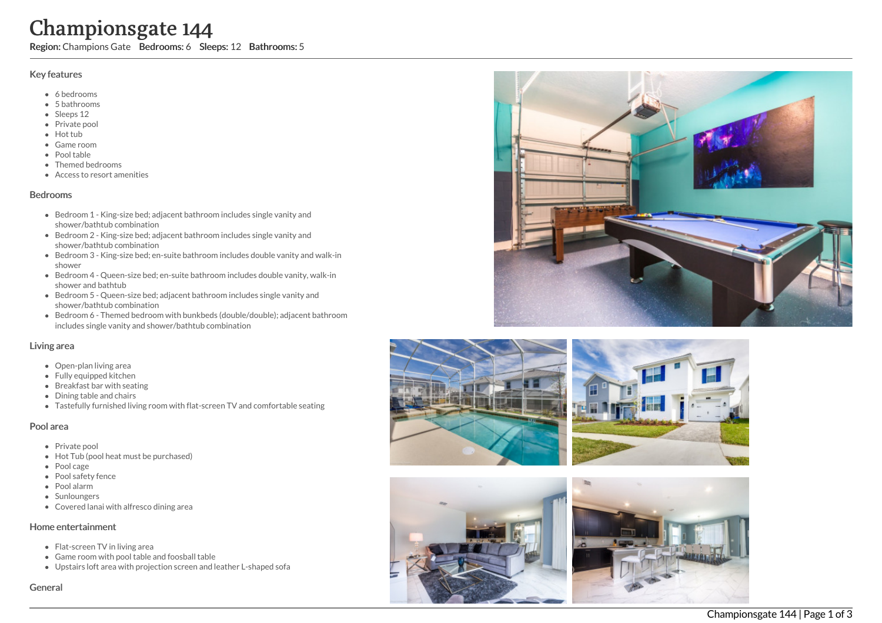# Championsgate 144

**Region:** Champions Gate **Bedrooms:** 6 **Sleeps:** 12 **Bathrooms:** 5

## Key features

- 6 bedrooms
- 5 bathrooms
- Sleeps 12
- Private pool
- Hot tub
- Game room
- Pool table
- Themed bedrooms
- Access to resort amenities

## Bedrooms

- Bedroom 1 - King-size bed; adjacent bathroom includes single vanity and shower/bathtub combination
- Bedroom 2 - King-size bed; adjacent bathroom includes single vanity and shower/bathtub combination
- Bedroom 3 - King-size bed; en-suite bathroom includes double vanity and walk-in shower
- Bedroom 4 - Queen-size bed; en-suite bathroom includes double vanity, walk-in shower and bathtub
- Bedroom 5 - Queen-size bed; adjacent bathroom includes single vanity and shower/bathtub combination
- Bedroom 6 - Themed bedroom with bunkbeds (double/double); adjacent bathroom includes single vanity and shower/bathtub combination

## Living area

- Open-plan living area
- Fully equipped kitchen
- Breakfast bar with seating
- Dining table and chairs
- Tastefully furnished living room with flat-screen TV and comfortable seating

## Pool area

- Private pool
- Hot Tub (pool heat must be purchased)
- Pool cage
- Pool safety fence
- Pool alarm
- Sunloungers
- Covered lanai with alfresco dining area

## Home entertainment

- Flat-screen TV in living area
- Game room with pool table and foosball table
- Upstairs loft area with projection screen and leather L-shaped sofa

## General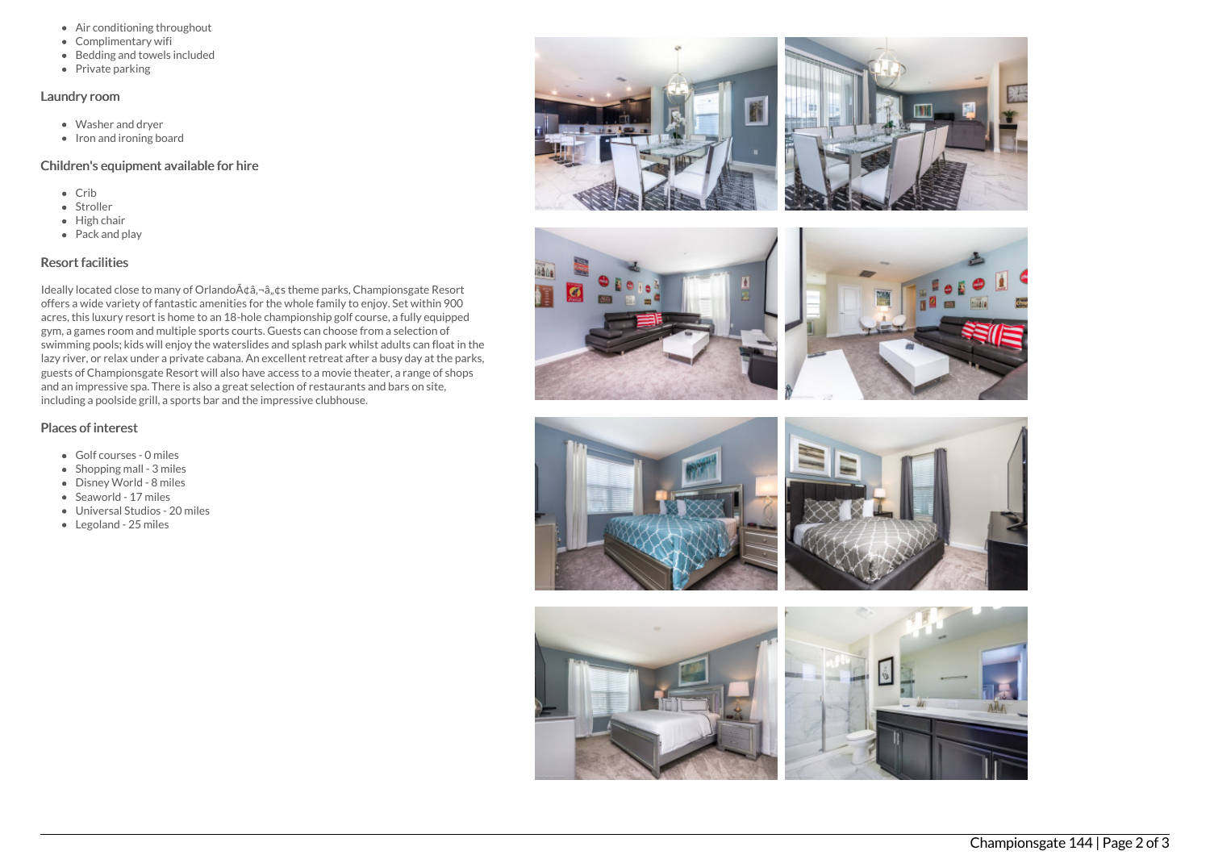- Air conditioning throughout
- Complimentary wifi
- Bedding and towels included
- Private parking

### Laundry room

- Washer and dryer
- Iron and ironing board

### Children's equipment available for hire

- Crib
- Stroller
- High chair
- Pack and play

### Resort facilities

Ideally located close to many of OrlandoÃ¢â‚¬â„¢s theme parks, Championsgate Resort offers a wide variety of fantastic amenities for the whole family to enjoy. Set within 900 acres, this luxury resort is home to an 18-hole championship golf course, a fully equipped gym, a games room and multiple sports courts. Guests can choose from a selection of swimming pools; kids will enjoy the waterslides and splash park whilst adults can float in the lazy river, or relax under a private cabana. An excellent retreat after a busy day at the parks, guests of Championsgate Resort will also have access to a movie theater, a range of shops and an impressive spa. There is also a great selection of restaurants and bars on site, including a poolside grill, a sports bar and the impressive clubhouse.

### Places of interest

- Golf courses - 0 miles
- Shopping mall - 3 miles
- Disney World - 8 miles
- Seaworld - 17 miles
- Universal Studios - 20 miles
- Legoland - 25 miles